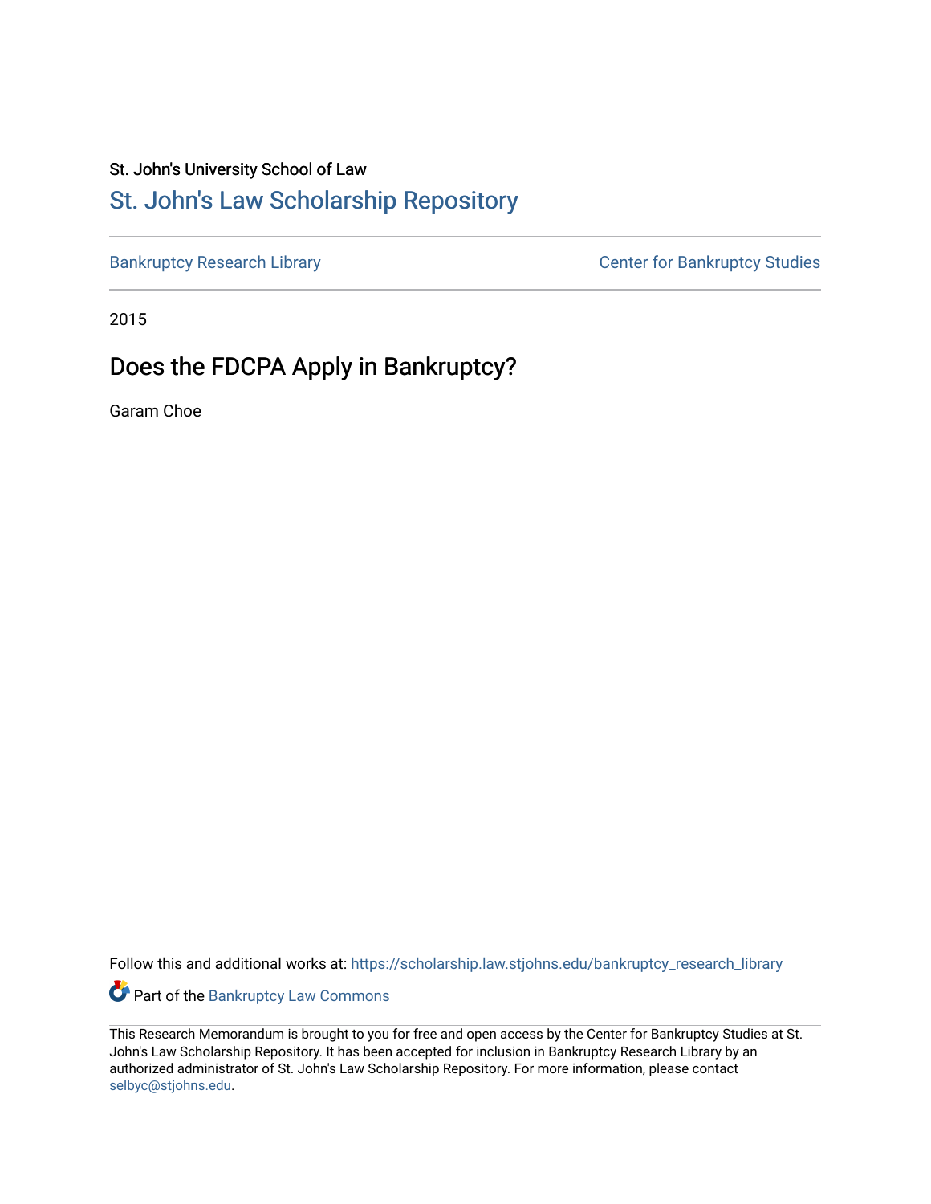St. John's University School of Law

# St. John's Law Scholarship Repository

Bankruptcy Research Library | Center for Bankruptcy Studies

2015

## Does the FDCPA Apply in Bankruptcy?

Garam Choe

Follow this and additional works at: https://scholarship.law.stjohns.edu/bankruptcy_research_library

Part of the Bankruptcy Law Commons

This Research Memorandum is brought to you for free and open access by the Center for Bankruptcy Studies at St. John's Law Scholarship Repository. It has been accepted for inclusion in Bankruptcy Research Library by an authorized administrator of St. John's Law Scholarship Repository. For more information, please contact selbyc@stjohns.edu.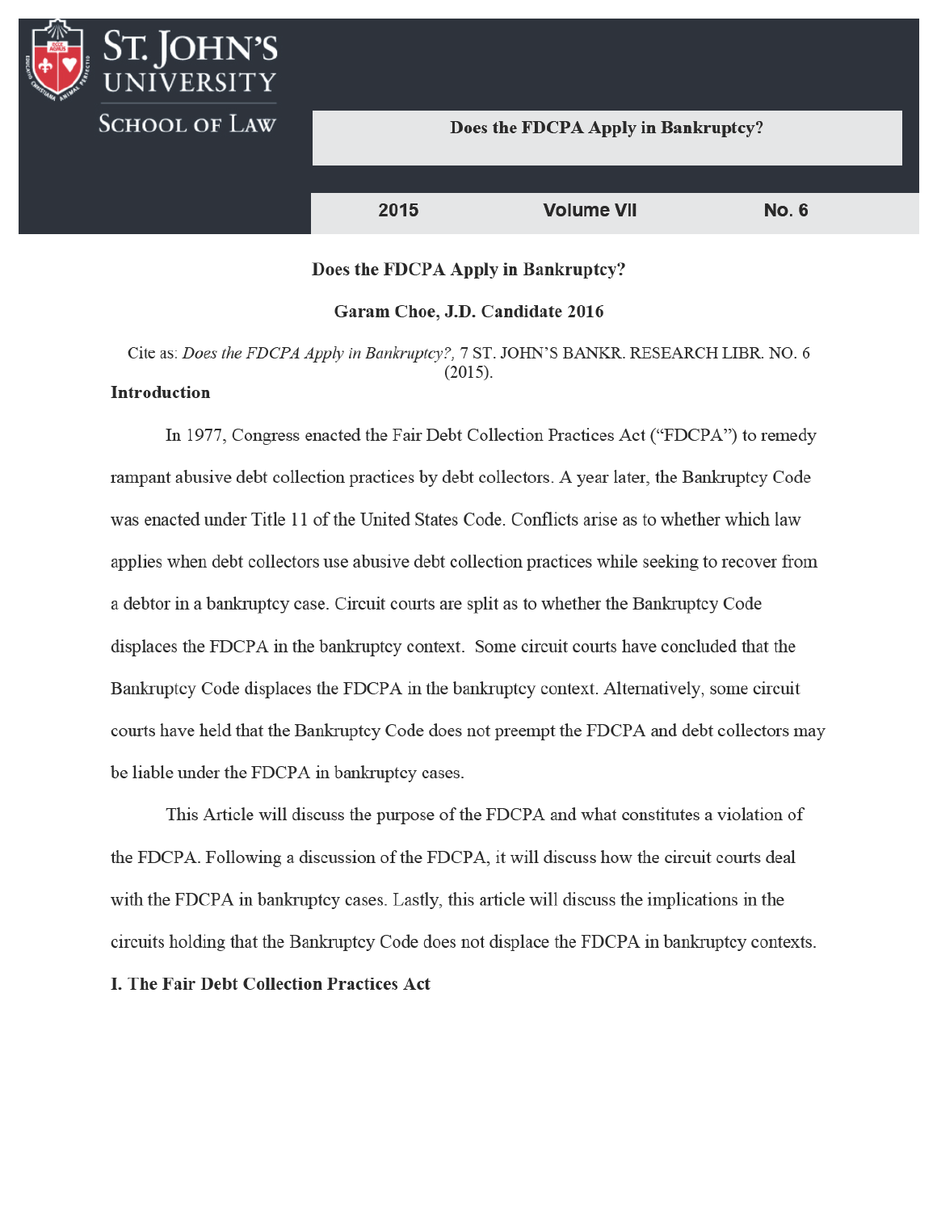# Does the FDCPA Apply in Bankruptcy?

**Garam Choe, J.D. Candidate 2016**

Cite as: *Does the FDCPA Apply in Bankruptcy?,* 7 ST. JOHN'S BANKR. RESEARCH LIBR. NO. 6 (2015).

## Introduction

In 1977, Congress enacted the Fair Debt Collection Practices Act ("FDCPA") to remedy rampant abusive debt collection practices by debt collectors. A year later, the Bankruptcy Code was enacted under Title 11 of the United States Code. Conflicts arise as to whether which law applies when debt collectors use abusive debt collection practices while seeking to recover from a debtor in a bankruptcy case. Circuit courts are split as to whether the Bankruptcy Code displaces the FDCPA in the bankruptcy context. Some circuit courts have concluded that the Bankruptcy Code displaces the FDCPA in the bankruptcy context. Alternatively, some circuit courts have held that the Bankruptcy Code does not preempt the FDCPA and debt collectors may be liable under the FDCPA in bankruptcy cases.

This Article will discuss the purpose of the FDCPA and what constitutes a violation of the FDCPA. Following a discussion of the FDCPA, it will discuss how the circuit courts deal with the FDCPA in bankruptcy cases. Lastly, this article will discuss the implications in the circuits holding that the Bankruptcy Code does not displace the FDCPA in bankruptcy contexts.

## I. The Fair Debt Collection Practices Act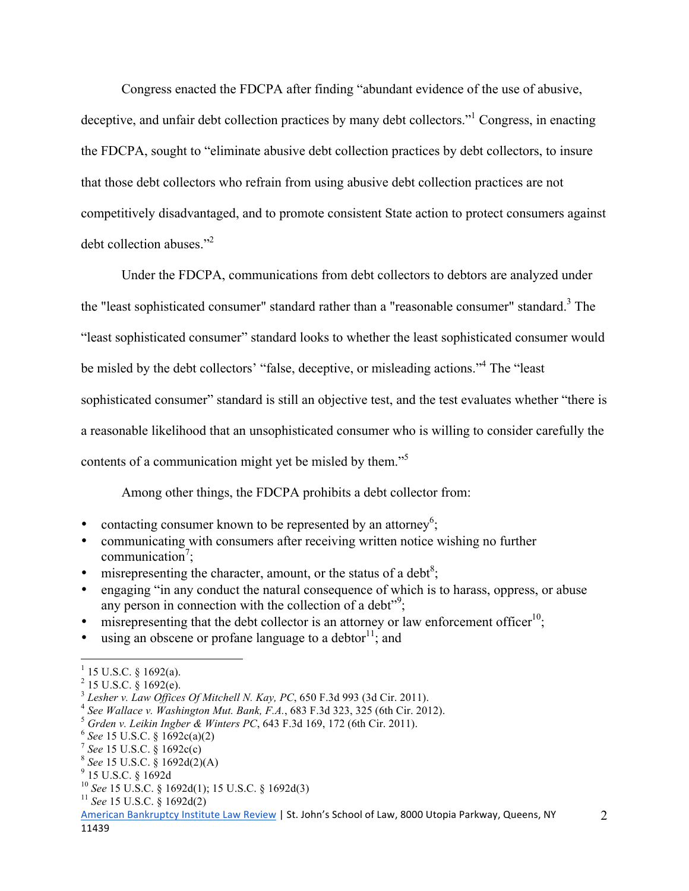Congress enacted the FDCPA after finding "abundant evidence of the use of abusive, deceptive, and unfair debt collection practices by many debt collectors."[1] Congress, in enacting the FDCPA, sought to "eliminate abusive debt collection practices by debt collectors, to insure that those debt collectors who refrain from using abusive debt collection practices are not competitively disadvantaged, and to promote consistent State action to protect consumers against debt collection abuses."[2]

Under the FDCPA, communications from debt collectors to debtors are analyzed under the "least sophisticated consumer" standard rather than a "reasonable consumer" standard.[3] The "least sophisticated consumer" standard looks to whether the least sophisticated consumer would be misled by the debt collectors' "false, deceptive, or misleading actions."[4] The "least sophisticated consumer" standard is still an objective test, and the test evaluates whether "there is a reasonable likelihood that an unsophisticated consumer who is willing to consider carefully the contents of a communication might yet be misled by them."[5]

Among other things, the FDCPA prohibits a debt collector from:

- contacting consumer known to be represented by an attorney[6];
- communicating with consumers after receiving written notice wishing no further communication[7];
- misrepresenting the character, amount, or the status of a debt[8];
- engaging "in any conduct the natural consequence of which is to harass, oppress, or abuse any person in connection with the collection of a debt"[9];
- misrepresenting that the debt collector is an attorney or law enforcement officer[10];
- using an obscene or profane language to a debtor[11]; and

---

[1] 15 U.S.C. § 1692(a).
[2] 15 U.S.C. § 1692(e).
[3] *Lesher v. Law Offices Of Mitchell N. Kay, PC*, 650 F.3d 993 (3d Cir. 2011).
[4] *See Wallace v. Washington Mut. Bank, F.A.*, 683 F.3d 323, 325 (6th Cir. 2012).
[5] *Grden v. Leikin Ingber & Winters PC*, 643 F.3d 169, 172 (6th Cir. 2011).
[6] *See* 15 U.S.C. § 1692c(a)(2)
[7] *See* 15 U.S.C. § 1692c(c)
[8] *See* 15 U.S.C. § 1692d(2)(A)
[9] 15 U.S.C. § 1692d
[10] *See* 15 U.S.C. § 1692d(1); 15 U.S.C. § 1692d(3)
[11] *See* 15 U.S.C. § 1692d(2)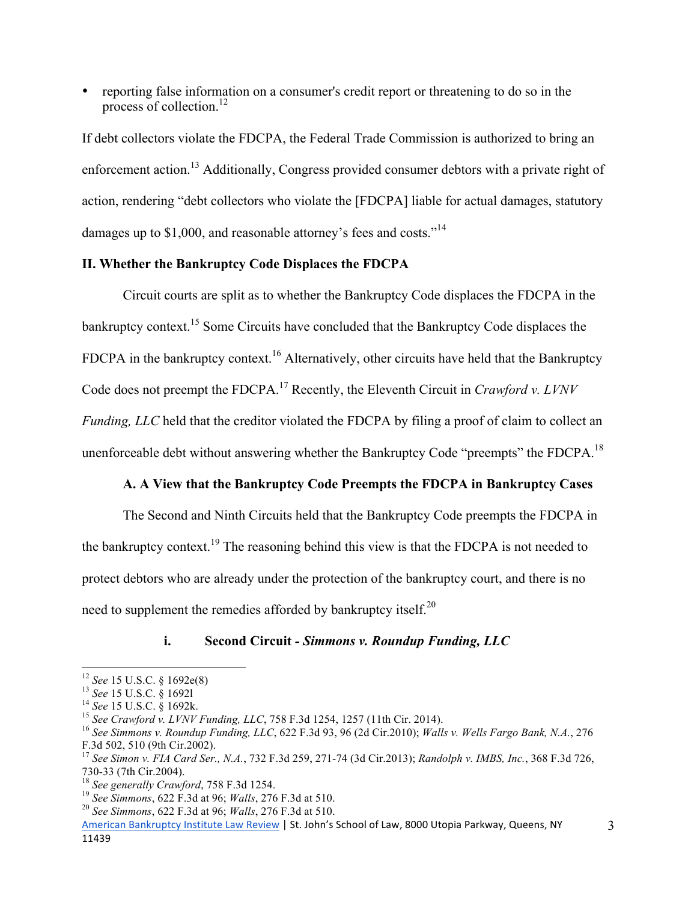- reporting false information on a consumer's credit report or threatening to do so in the process of collection.[12]

If debt collectors violate the FDCPA, the Federal Trade Commission is authorized to bring an enforcement action.[13] Additionally, Congress provided consumer debtors with a private right of action, rendering "debt collectors who violate the [FDCPA] liable for actual damages, statutory damages up to $1,000, and reasonable attorney's fees and costs."[14]

### II. Whether the Bankruptcy Code Displaces the FDCPA

Circuit courts are split as to whether the Bankruptcy Code displaces the FDCPA in the bankruptcy context.[15] Some Circuits have concluded that the Bankruptcy Code displaces the FDCPA in the bankruptcy context.[16] Alternatively, other circuits have held that the Bankruptcy Code does not preempt the FDCPA.[17] Recently, the Eleventh Circuit in *Crawford v. LVNV Funding, LLC* held that the creditor violated the FDCPA by filing a proof of claim to collect an unenforceable debt without answering whether the Bankruptcy Code "preempts" the FDCPA.[18]

#### A. A View that the Bankruptcy Code Preempts the FDCPA in Bankruptcy Cases

The Second and Ninth Circuits held that the Bankruptcy Code preempts the FDCPA in the bankruptcy context.[19] The reasoning behind this view is that the FDCPA is not needed to protect debtors who are already under the protection of the bankruptcy court, and there is no need to supplement the remedies afforded by bankruptcy itself.[20]

##### i. Second Circuit - *Simmons v. Roundup Funding, LLC*

---

[12] *See* 15 U.S.C. § 1692e(8)

[13] *See* 15 U.S.C. § 1692l

[14] *See* 15 U.S.C. § 1692k.

[15] *See Crawford v. LVNV Funding, LLC*, 758 F.3d 1254, 1257 (11th Cir. 2014).

[16] *See Simmons v. Roundup Funding, LLC*, 622 F.3d 93, 96 (2d Cir.2010); *Walls v. Wells Fargo Bank, N.A.*, 276 F.3d 502, 510 (9th Cir.2002).

[17] *See Simon v. FIA Card Ser., N.A.*, 732 F.3d 259, 271-74 (3d Cir.2013); *Randolph v. IMBS, Inc.*, 368 F.3d 726, 730-33 (7th Cir.2004).

[18] *See generally Crawford*, 758 F.3d 1254.

[19] *See Simmons*, 622 F.3d at 96; *Walls*, 276 F.3d at 510.

[20] *See Simmons*, 622 F.3d at 96; *Walls*, 276 F.3d at 510.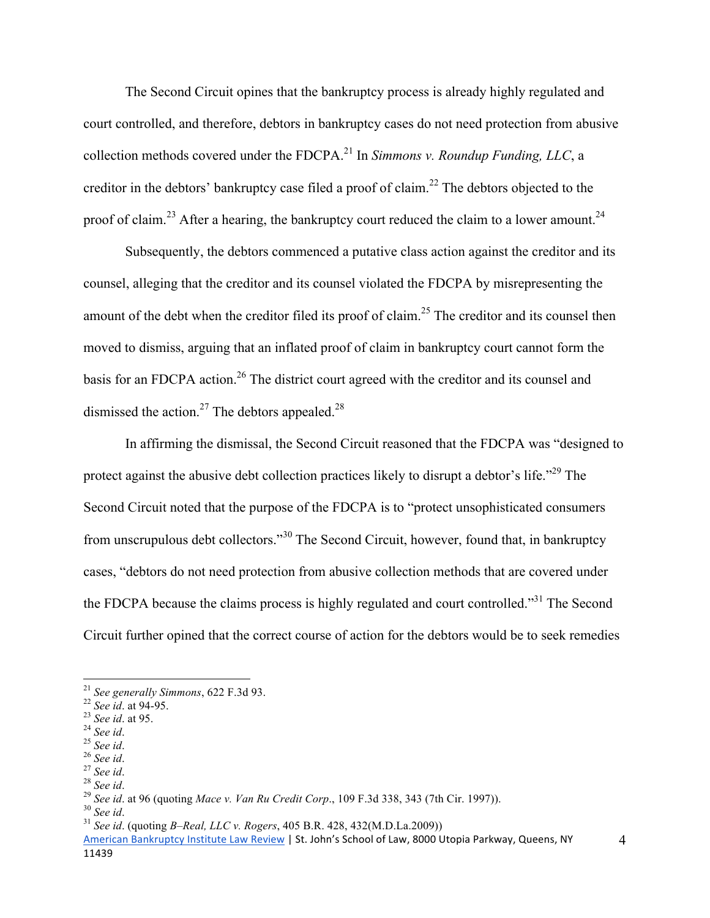The Second Circuit opines that the bankruptcy process is already highly regulated and court controlled, and therefore, debtors in bankruptcy cases do not need protection from abusive collection methods covered under the FDCPA.[21] In *Simmons v. Roundup Funding, LLC*, a creditor in the debtors' bankruptcy case filed a proof of claim.[22] The debtors objected to the proof of claim.[23] After a hearing, the bankruptcy court reduced the claim to a lower amount.[24]

Subsequently, the debtors commenced a putative class action against the creditor and its counsel, alleging that the creditor and its counsel violated the FDCPA by misrepresenting the amount of the debt when the creditor filed its proof of claim.[25] The creditor and its counsel then moved to dismiss, arguing that an inflated proof of claim in bankruptcy court cannot form the basis for an FDCPA action.[26] The district court agreed with the creditor and its counsel and dismissed the action.[27] The debtors appealed.[28]

In affirming the dismissal, the Second Circuit reasoned that the FDCPA was "designed to protect against the abusive debt collection practices likely to disrupt a debtor's life."[29] The Second Circuit noted that the purpose of the FDCPA is to "protect unsophisticated consumers from unscrupulous debt collectors."[30] The Second Circuit, however, found that, in bankruptcy cases, "debtors do not need protection from abusive collection methods that are covered under the FDCPA because the claims process is highly regulated and court controlled."[31] The Second Circuit further opined that the correct course of action for the debtors would be to seek remedies

---

[21] *See generally Simmons*, 622 F.3d 93.
[22] *See id*. at 94-95.
[23] *See id*. at 95.
[24] *See id*.
[25] *See id*.
[26] *See id*.
[27] *See id*.
[28] *See id*.
[29] *See id*. at 96 (quoting *Mace v. Van Ru Credit Corp*., 109 F.3d 338, 343 (7th Cir. 1997)).
[30] *See id*.
[31] *See id*. (quoting *B–Real, LLC v. Rogers*, 405 B.R. 428, 432(M.D.La.2009))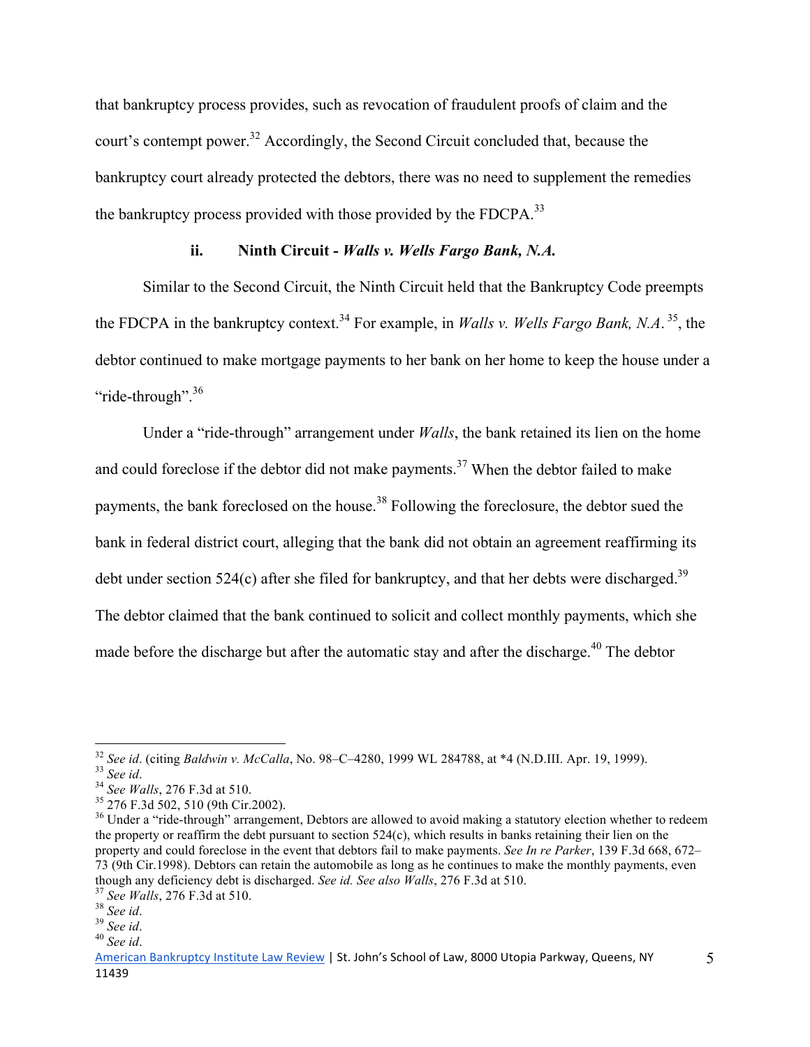that bankruptcy process provides, such as revocation of fraudulent proofs of claim and the court's contempt power.[32] Accordingly, the Second Circuit concluded that, because the bankruptcy court already protected the debtors, there was no need to supplement the remedies the bankruptcy process provided with those provided by the FDCPA.[33]

### ii. Ninth Circuit - *Walls v. Wells Fargo Bank, N.A.*

Similar to the Second Circuit, the Ninth Circuit held that the Bankruptcy Code preempts the FDCPA in the bankruptcy context.[34] For example, in *Walls v. Wells Fargo Bank, N.A.*.[35], the debtor continued to make mortgage payments to her bank on her home to keep the house under a "ride-through".[36]

Under a "ride-through" arrangement under *Walls*, the bank retained its lien on the home and could foreclose if the debtor did not make payments.[37] When the debtor failed to make payments, the bank foreclosed on the house.[38] Following the foreclosure, the debtor sued the bank in federal district court, alleging that the bank did not obtain an agreement reaffirming its debt under section 524(c) after she filed for bankruptcy, and that her debts were discharged.[39] The debtor claimed that the bank continued to solicit and collect monthly payments, which she made before the discharge but after the automatic stay and after the discharge.[40] The debtor

---

[32] *See id*. (citing *Baldwin v. McCalla*, No. 98–C–4280, 1999 WL 284788, at *4 (N.D.Ill. Apr. 19, 1999).
[33] *See id*.
[34] *See Walls*, 276 F.3d at 510.
[35] 276 F.3d 502, 510 (9th Cir.2002).
[36] Under a "ride-through" arrangement, Debtors are allowed to avoid making a statutory election whether to redeem the property or reaffirm the debt pursuant to section 524(c), which results in banks retaining their lien on the property and could foreclose in the event that debtors fail to make payments. *See In re Parker*, 139 F.3d 668, 672–73 (9th Cir.1998). Debtors can retain the automobile as long as he continues to make the monthly payments, even though any deficiency debt is discharged. *See id. See also Walls*, 276 F.3d at 510.
[37] *See Walls*, 276 F.3d at 510.
[38] *See id*.
[39] *See id*.
[40] *See id*.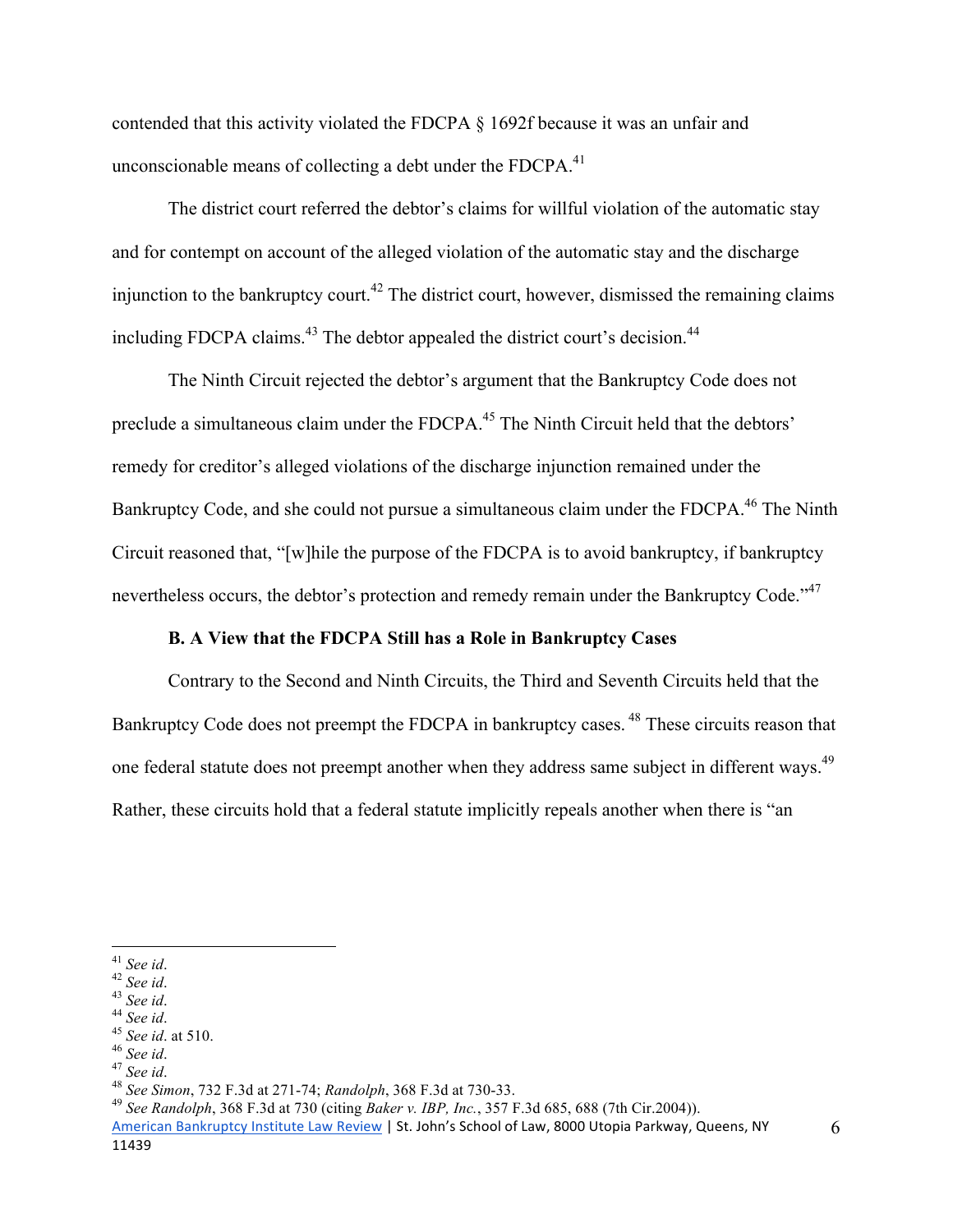contended that this activity violated the FDCPA § 1692f because it was an unfair and unconscionable means of collecting a debt under the FDCPA.[41]

The district court referred the debtor's claims for willful violation of the automatic stay and for contempt on account of the alleged violation of the automatic stay and the discharge injunction to the bankruptcy court.[42] The district court, however, dismissed the remaining claims including FDCPA claims.[43] The debtor appealed the district court's decision.[44]

The Ninth Circuit rejected the debtor's argument that the Bankruptcy Code does not preclude a simultaneous claim under the FDCPA.[45] The Ninth Circuit held that the debtors' remedy for creditor's alleged violations of the discharge injunction remained under the Bankruptcy Code, and she could not pursue a simultaneous claim under the FDCPA.[46] The Ninth Circuit reasoned that, "[w]hile the purpose of the FDCPA is to avoid bankruptcy, if bankruptcy nevertheless occurs, the debtor's protection and remedy remain under the Bankruptcy Code."[47]

### B. A View that the FDCPA Still has a Role in Bankruptcy Cases

Contrary to the Second and Ninth Circuits, the Third and Seventh Circuits held that the Bankruptcy Code does not preempt the FDCPA in bankruptcy cases.[48] These circuits reason that one federal statute does not preempt another when they address same subject in different ways.[49] Rather, these circuits hold that a federal statute implicitly repeals another when there is "an

---

[41] *See id*.
[42] *See id*.
[43] *See id*.
[44] *See id*.
[45] *See id*. at 510.
[46] *See id*.
[47] *See id*.
[48] *See Simon*, 732 F.3d at 271-74; *Randolph*, 368 F.3d at 730-33.
[49] *See Randolph*, 368 F.3d at 730 (citing *Baker v. IBP, Inc.*, 357 F.3d 685, 688 (7th Cir.2004)).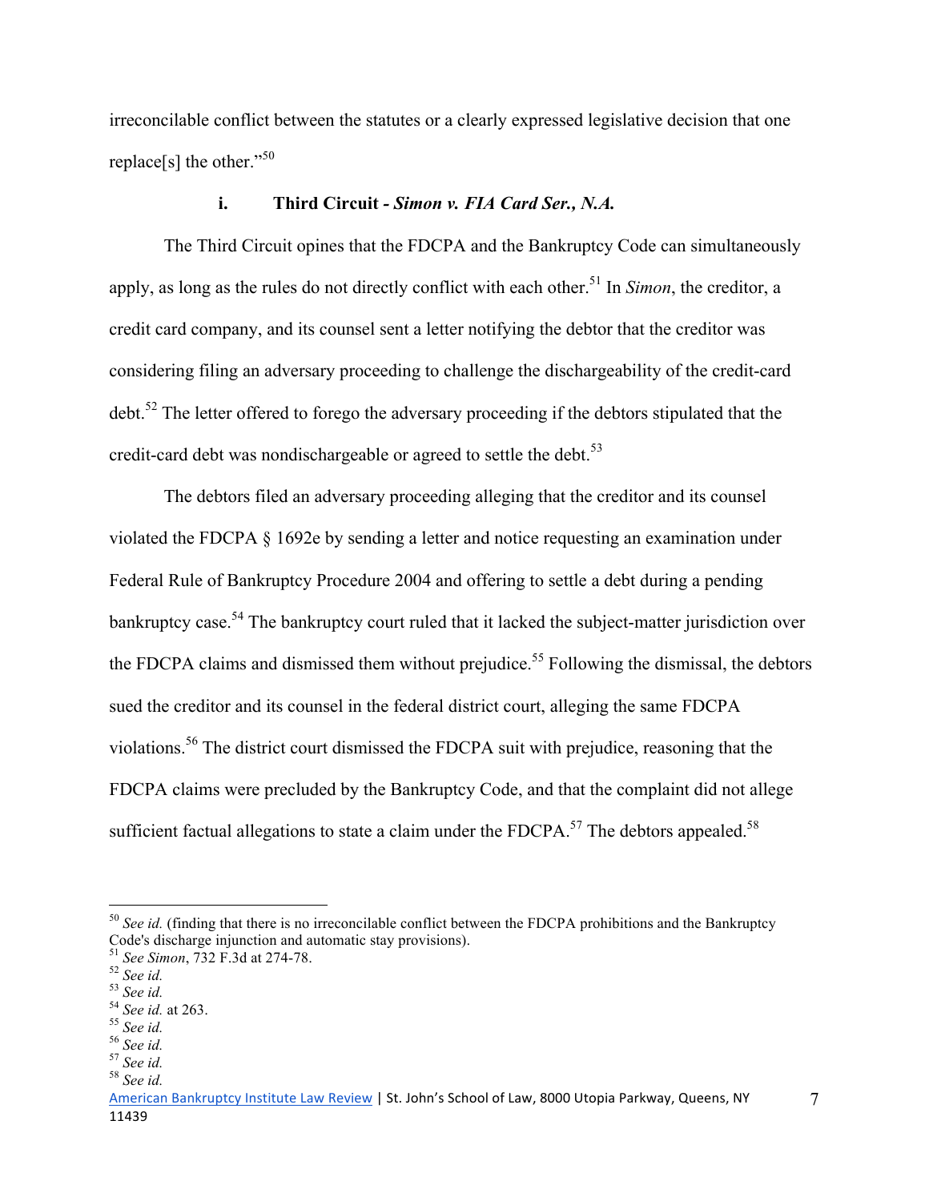irreconcilable conflict between the statutes or a clearly expressed legislative decision that one replace[s] the other."[50]

#### i. Third Circuit - *Simon v. FIA Card Ser., N.A.*

The Third Circuit opines that the FDCPA and the Bankruptcy Code can simultaneously apply, as long as the rules do not directly conflict with each other.[51] In *Simon*, the creditor, a credit card company, and its counsel sent a letter notifying the debtor that the creditor was considering filing an adversary proceeding to challenge the dischargeability of the credit-card debt.[52] The letter offered to forego the adversary proceeding if the debtors stipulated that the credit-card debt was nondischargeable or agreed to settle the debt.[53]

The debtors filed an adversary proceeding alleging that the creditor and its counsel violated the FDCPA § 1692e by sending a letter and notice requesting an examination under Federal Rule of Bankruptcy Procedure 2004 and offering to settle a debt during a pending bankruptcy case.[54] The bankruptcy court ruled that it lacked the subject-matter jurisdiction over the FDCPA claims and dismissed them without prejudice.[55] Following the dismissal, the debtors sued the creditor and its counsel in the federal district court, alleging the same FDCPA violations.[56] The district court dismissed the FDCPA suit with prejudice, reasoning that the FDCPA claims were precluded by the Bankruptcy Code, and that the complaint did not allege sufficient factual allegations to state a claim under the FDCPA.[57] The debtors appealed.[58]

---

[50] *See id.* (finding that there is no irreconcilable conflict between the FDCPA prohibitions and the Bankruptcy Code's discharge injunction and automatic stay provisions).
[51] *See Simon*, 732 F.3d at 274-78.
[52] *See id.*
[53] *See id.*
[54] *See id.* at 263.
[55] *See id.*
[56] *See id.*
[57] *See id.*
[58] *See id.*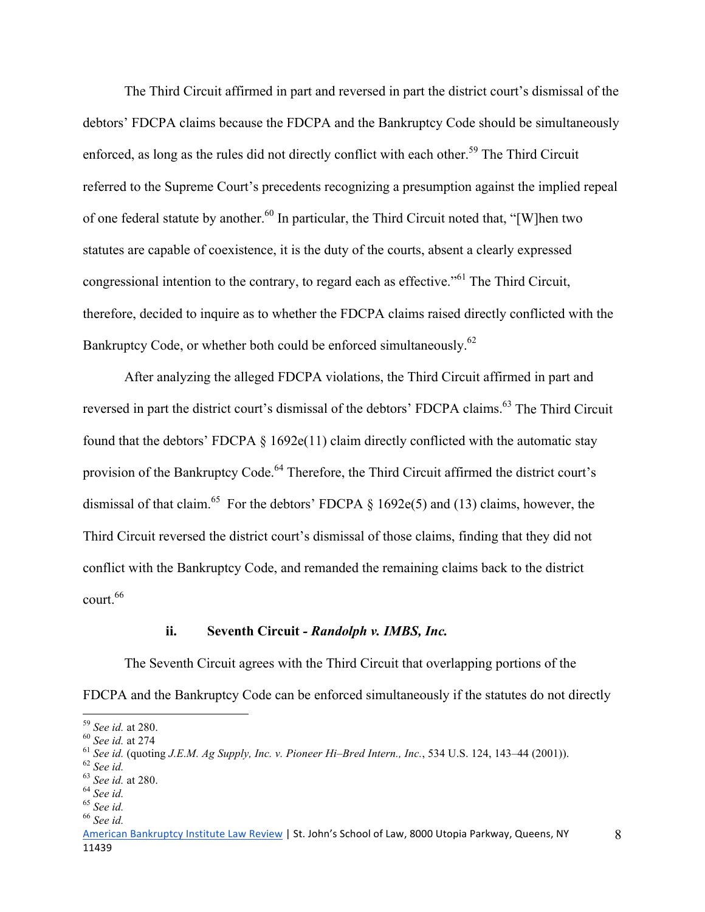The Third Circuit affirmed in part and reversed in part the district court's dismissal of the debtors' FDCPA claims because the FDCPA and the Bankruptcy Code should be simultaneously enforced, as long as the rules did not directly conflict with each other.[59] The Third Circuit referred to the Supreme Court's precedents recognizing a presumption against the implied repeal of one federal statute by another.[60] In particular, the Third Circuit noted that, "[W]hen two statutes are capable of coexistence, it is the duty of the courts, absent a clearly expressed congressional intention to the contrary, to regard each as effective."[61] The Third Circuit, therefore, decided to inquire as to whether the FDCPA claims raised directly conflicted with the Bankruptcy Code, or whether both could be enforced simultaneously.[62]

After analyzing the alleged FDCPA violations, the Third Circuit affirmed in part and reversed in part the district court's dismissal of the debtors' FDCPA claims.[63] The Third Circuit found that the debtors' FDCPA § 1692e(11) claim directly conflicted with the automatic stay provision of the Bankruptcy Code.[64] Therefore, the Third Circuit affirmed the district court's dismissal of that claim.[65] For the debtors' FDCPA § 1692e(5) and (13) claims, however, the Third Circuit reversed the district court's dismissal of those claims, finding that they did not conflict with the Bankruptcy Code, and remanded the remaining claims back to the district court.[66]

#### ii. Seventh Circuit - *Randolph v. IMBS, Inc.*

The Seventh Circuit agrees with the Third Circuit that overlapping portions of the FDCPA and the Bankruptcy Code can be enforced simultaneously if the statutes do not directly

---

[59] *See id.* at 280.
[60] *See id.* at 274
[61] *See id.* (quoting *J.E.M. Ag Supply, Inc. v. Pioneer Hi–Bred Intern., Inc.*, 534 U.S. 124, 143–44 (2001)).
[62] *See id.*
[63] *See id.* at 280.
[64] *See id.*
[65] *See id.*
[66] *See id.*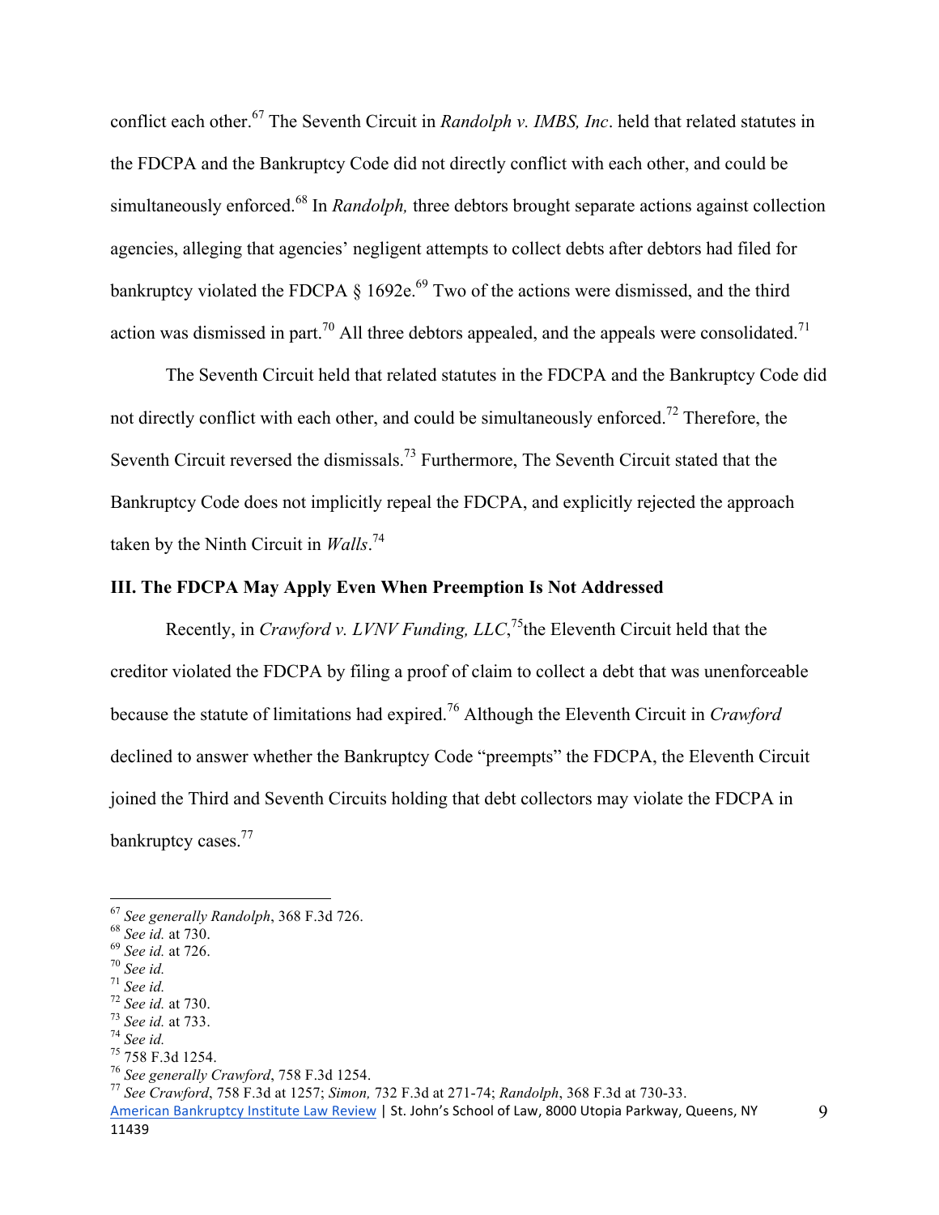conflict each other.[67] The Seventh Circuit in *Randolph v. IMBS, Inc*. held that related statutes in the FDCPA and the Bankruptcy Code did not directly conflict with each other, and could be simultaneously enforced.[68] In *Randolph,* three debtors brought separate actions against collection agencies, alleging that agencies' negligent attempts to collect debts after debtors had filed for bankruptcy violated the FDCPA § 1692e.[69] Two of the actions were dismissed, and the third action was dismissed in part.[70] All three debtors appealed, and the appeals were consolidated.[71]

The Seventh Circuit held that related statutes in the FDCPA and the Bankruptcy Code did not directly conflict with each other, and could be simultaneously enforced.[72] Therefore, the Seventh Circuit reversed the dismissals.[73] Furthermore, The Seventh Circuit stated that the Bankruptcy Code does not implicitly repeal the FDCPA, and explicitly rejected the approach taken by the Ninth Circuit in *Walls*.[74]

### III. The FDCPA May Apply Even When Preemption Is Not Addressed

Recently, in *Crawford v. LVNV Funding, LLC*,[75]the Eleventh Circuit held that the creditor violated the FDCPA by filing a proof of claim to collect a debt that was unenforceable because the statute of limitations had expired.[76] Although the Eleventh Circuit in *Crawford* declined to answer whether the Bankruptcy Code "preempts" the FDCPA, the Eleventh Circuit joined the Third and Seventh Circuits holding that debt collectors may violate the FDCPA in bankruptcy cases.[77]

---

[67] *See generally Randolph*, 368 F.3d 726.
[68] *See id.* at 730.
[69] *See id.* at 726.
[70] *See id.*
[71] *See id.*
[72] *See id.* at 730.
[73] *See id.* at 733.
[74] *See id.*
[75] 758 F.3d 1254.
[76] *See generally Crawford*, 758 F.3d 1254.
[77] *See Crawford*, 758 F.3d at 1257; *Simon,* 732 F.3d at 271-74; *Randolph*, 368 F.3d at 730-33.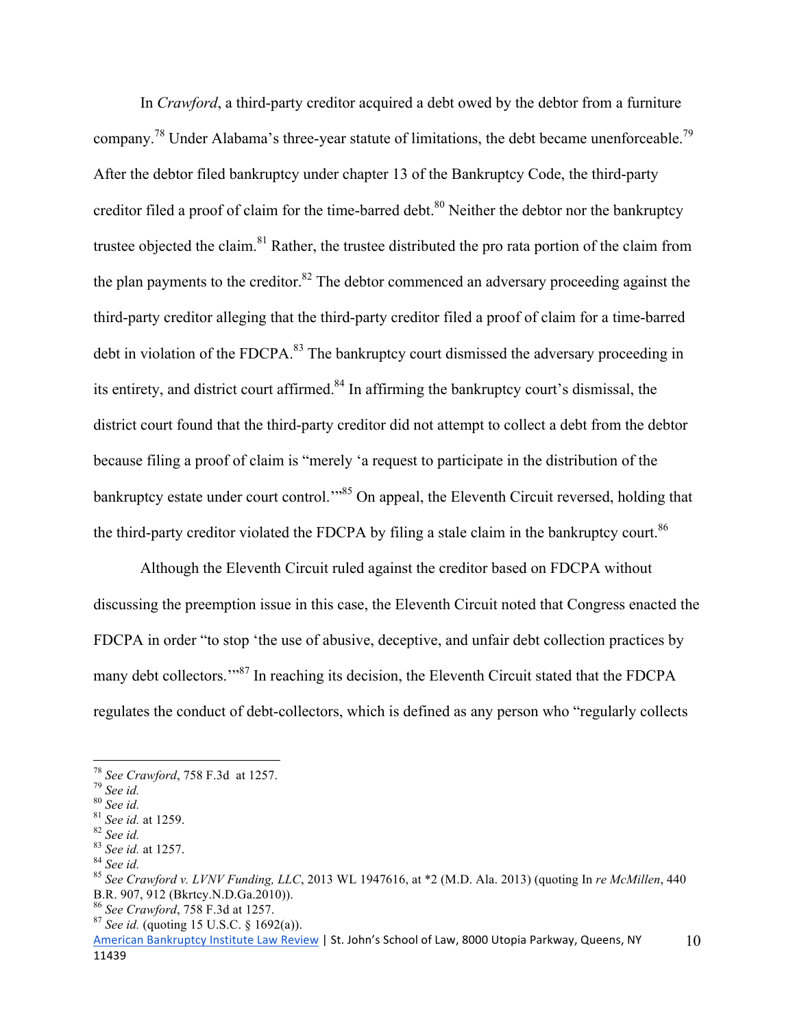In *Crawford*, a third-party creditor acquired a debt owed by the debtor from a furniture company.[78] Under Alabama's three-year statute of limitations, the debt became unenforceable.[79] After the debtor filed bankruptcy under chapter 13 of the Bankruptcy Code, the third-party creditor filed a proof of claim for the time-barred debt.[80] Neither the debtor nor the bankruptcy trustee objected the claim.[81] Rather, the trustee distributed the pro rata portion of the claim from the plan payments to the creditor.[82] The debtor commenced an adversary proceeding against the third-party creditor alleging that the third-party creditor filed a proof of claim for a time-barred debt in violation of the FDCPA.[83] The bankruptcy court dismissed the adversary proceeding in its entirety, and district court affirmed.[84] In affirming the bankruptcy court's dismissal, the district court found that the third-party creditor did not attempt to collect a debt from the debtor because filing a proof of claim is "merely 'a request to participate in the distribution of the bankruptcy estate under court control.'"[85] On appeal, the Eleventh Circuit reversed, holding that the third-party creditor violated the FDCPA by filing a stale claim in the bankruptcy court.[86]

Although the Eleventh Circuit ruled against the creditor based on FDCPA without discussing the preemption issue in this case, the Eleventh Circuit noted that Congress enacted the FDCPA in order "to stop 'the use of abusive, deceptive, and unfair debt collection practices by many debt collectors.'"[87] In reaching its decision, the Eleventh Circuit stated that the FDCPA regulates the conduct of debt-collectors, which is defined as any person who "regularly collects

---

[78] *See Crawford*, 758 F.3d at 1257.
[79] *See id.*
[80] *See id.*
[81] *See id.* at 1259.
[82] *See id.*
[83] *See id.* at 1257.
[84] *See id.*
[85] *See Crawford v. LVNV Funding, LLC*, 2013 WL 1947616, at *2 (M.D. Ala. 2013) (quoting In *re McMillen*, 440 B.R. 907, 912 (Bkrtcy.N.D.Ga.2010)).
[86] *See Crawford*, 758 F.3d at 1257.
[87] *See id.* (quoting 15 U.S.C. § 1692(a)).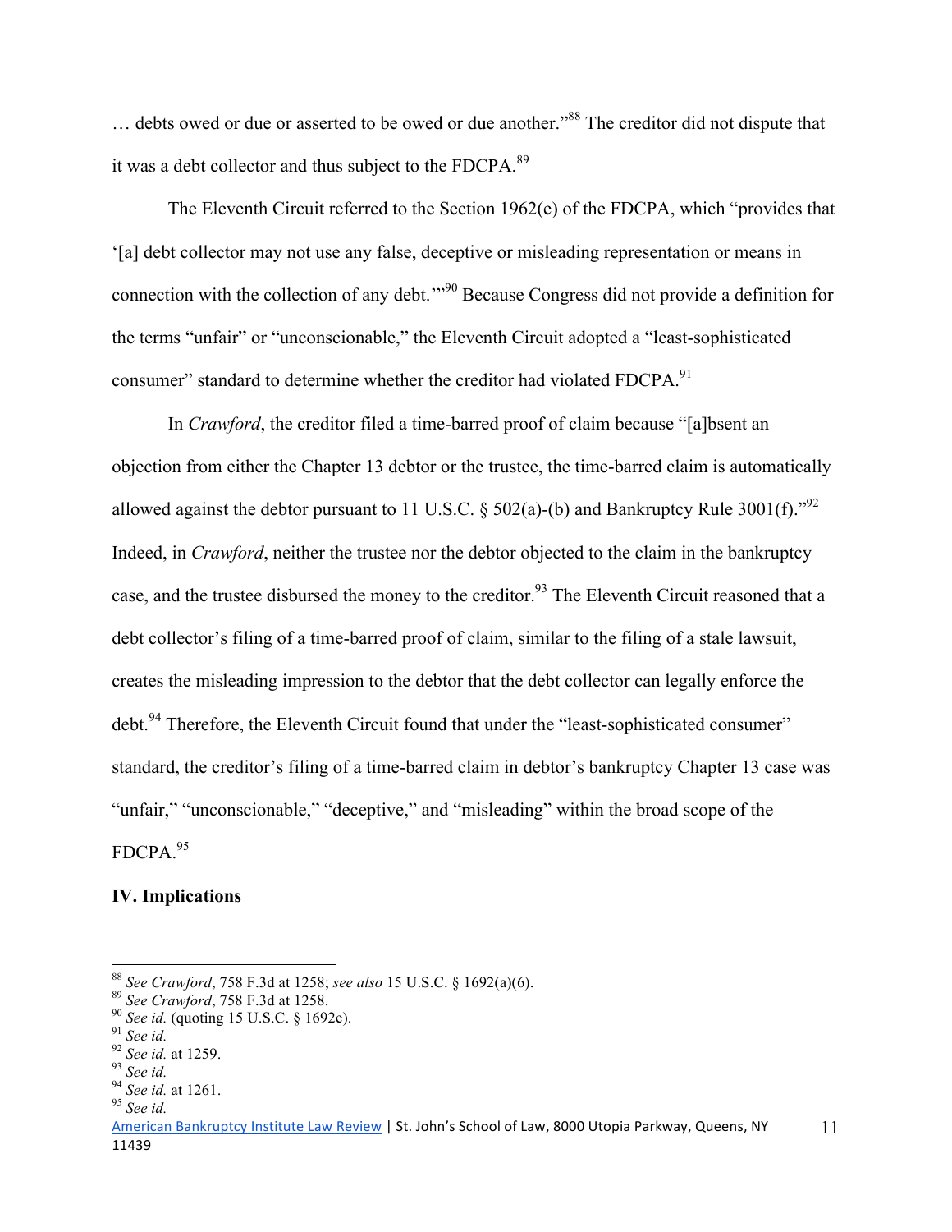… debts owed or due or asserted to be owed or due another."[88] The creditor did not dispute that it was a debt collector and thus subject to the FDCPA.[89]

The Eleventh Circuit referred to the Section 1962(e) of the FDCPA, which "provides that '[a] debt collector may not use any false, deceptive or misleading representation or means in connection with the collection of any debt.'"[90] Because Congress did not provide a definition for the terms "unfair" or "unconscionable," the Eleventh Circuit adopted a "least-sophisticated consumer" standard to determine whether the creditor had violated FDCPA.[91]

In *Crawford*, the creditor filed a time-barred proof of claim because "[a]bsent an objection from either the Chapter 13 debtor or the trustee, the time-barred claim is automatically allowed against the debtor pursuant to 11 U.S.C. § 502(a)-(b) and Bankruptcy Rule 3001(f)."[92] Indeed, in *Crawford*, neither the trustee nor the debtor objected to the claim in the bankruptcy case, and the trustee disbursed the money to the creditor.[93] The Eleventh Circuit reasoned that a debt collector's filing of a time-barred proof of claim, similar to the filing of a stale lawsuit, creates the misleading impression to the debtor that the debt collector can legally enforce the debt.[94] Therefore, the Eleventh Circuit found that under the "least-sophisticated consumer" standard, the creditor's filing of a time-barred claim in debtor's bankruptcy Chapter 13 case was "unfair," "unconscionable," "deceptive," and "misleading" within the broad scope of the FDCPA.[95]

## IV. Implications

---

[88] *See Crawford*, 758 F.3d at 1258; *see also* 15 U.S.C. § 1692(a)(6).
[89] *See Crawford*, 758 F.3d at 1258.
[90] *See id.* (quoting 15 U.S.C. § 1692e).
[91] *See id.*
[92] *See id.* at 1259.
[93] *See id.*
[94] *See id.* at 1261.
[95] *See id.*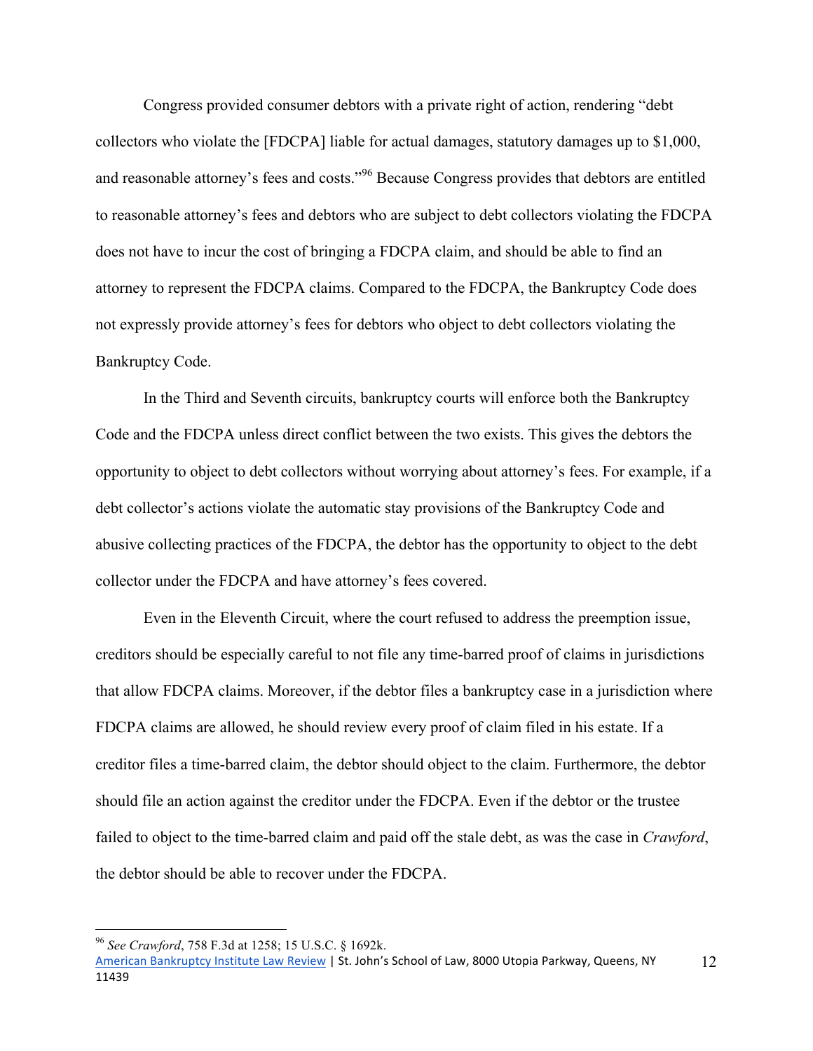Congress provided consumer debtors with a private right of action, rendering "debt collectors who violate the [FDCPA] liable for actual damages, statutory damages up to $1,000, and reasonable attorney's fees and costs."[96] Because Congress provides that debtors are entitled to reasonable attorney's fees and debtors who are subject to debt collectors violating the FDCPA does not have to incur the cost of bringing a FDCPA claim, and should be able to find an attorney to represent the FDCPA claims. Compared to the FDCPA, the Bankruptcy Code does not expressly provide attorney's fees for debtors who object to debt collectors violating the Bankruptcy Code.

In the Third and Seventh circuits, bankruptcy courts will enforce both the Bankruptcy Code and the FDCPA unless direct conflict between the two exists. This gives the debtors the opportunity to object to debt collectors without worrying about attorney's fees. For example, if a debt collector's actions violate the automatic stay provisions of the Bankruptcy Code and abusive collecting practices of the FDCPA, the debtor has the opportunity to object to the debt collector under the FDCPA and have attorney's fees covered.

Even in the Eleventh Circuit, where the court refused to address the preemption issue, creditors should be especially careful to not file any time-barred proof of claims in jurisdictions that allow FDCPA claims. Moreover, if the debtor files a bankruptcy case in a jurisdiction where FDCPA claims are allowed, he should review every proof of claim filed in his estate. If a creditor files a time-barred claim, the debtor should object to the claim. Furthermore, the debtor should file an action against the creditor under the FDCPA. Even if the debtor or the trustee failed to object to the time-barred claim and paid off the stale debt, as was the case in *Crawford*, the debtor should be able to recover under the FDCPA.

---

[96] *See Crawford*, 758 F.3d at 1258; 15 U.S.C. § 1692k.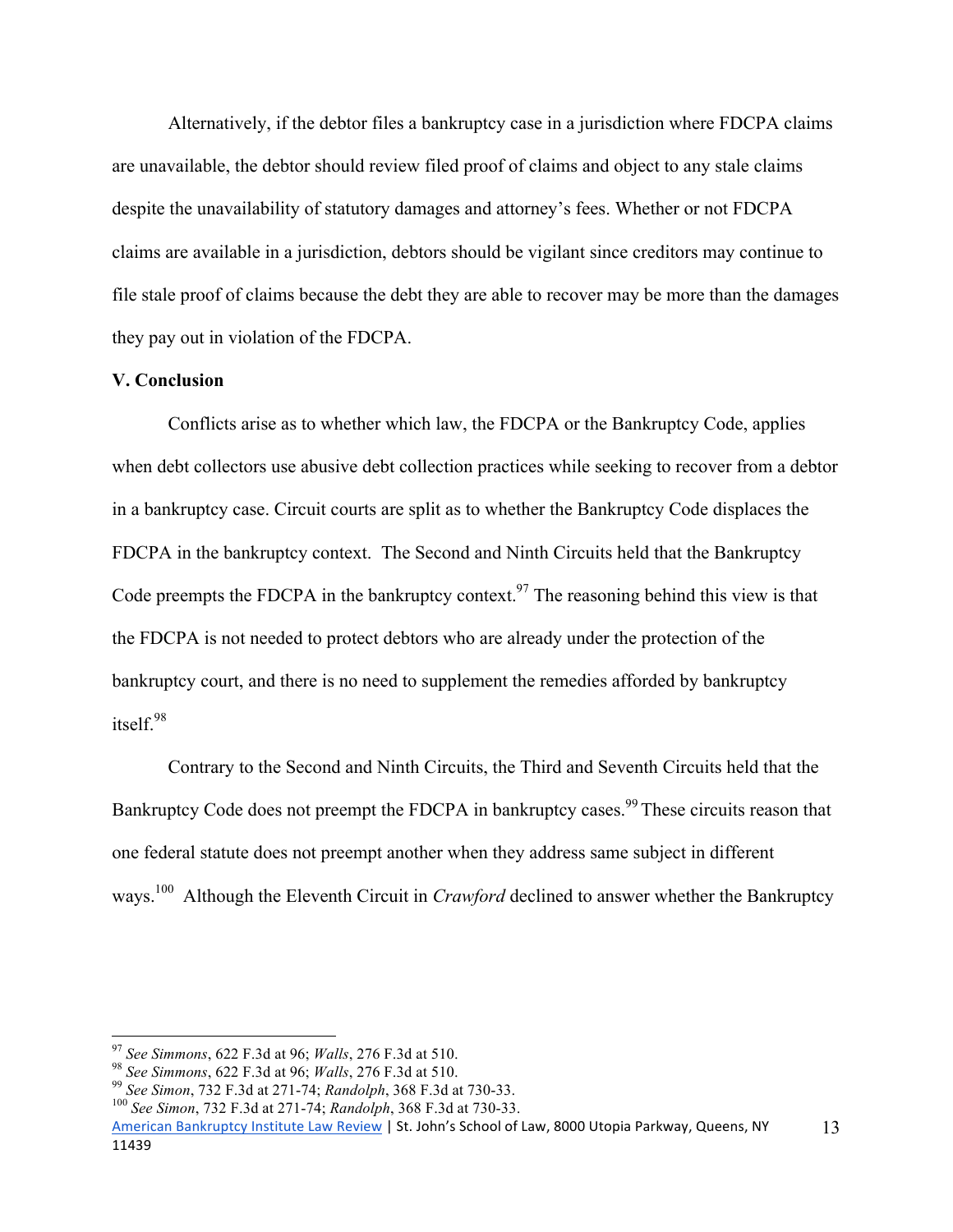Alternatively, if the debtor files a bankruptcy case in a jurisdiction where FDCPA claims are unavailable, the debtor should review filed proof of claims and object to any stale claims despite the unavailability of statutory damages and attorney's fees. Whether or not FDCPA claims are available in a jurisdiction, debtors should be vigilant since creditors may continue to file stale proof of claims because the debt they are able to recover may be more than the damages they pay out in violation of the FDCPA.

### V. Conclusion

Conflicts arise as to whether which law, the FDCPA or the Bankruptcy Code, applies when debt collectors use abusive debt collection practices while seeking to recover from a debtor in a bankruptcy case. Circuit courts are split as to whether the Bankruptcy Code displaces the FDCPA in the bankruptcy context. The Second and Ninth Circuits held that the Bankruptcy Code preempts the FDCPA in the bankruptcy context.[97] The reasoning behind this view is that the FDCPA is not needed to protect debtors who are already under the protection of the bankruptcy court, and there is no need to supplement the remedies afforded by bankruptcy itself.[98]

Contrary to the Second and Ninth Circuits, the Third and Seventh Circuits held that the Bankruptcy Code does not preempt the FDCPA in bankruptcy cases.[99] These circuits reason that one federal statute does not preempt another when they address same subject in different ways.[100] Although the Eleventh Circuit in *Crawford* declined to answer whether the Bankruptcy

---

[97] *See Simmons*, 622 F.3d at 96; *Walls*, 276 F.3d at 510.

[98] *See Simmons*, 622 F.3d at 96; *Walls*, 276 F.3d at 510.

[99] *See Simon*, 732 F.3d at 271-74; *Randolph*, 368 F.3d at 730-33.

[100] *See Simon*, 732 F.3d at 271-74; *Randolph*, 368 F.3d at 730-33.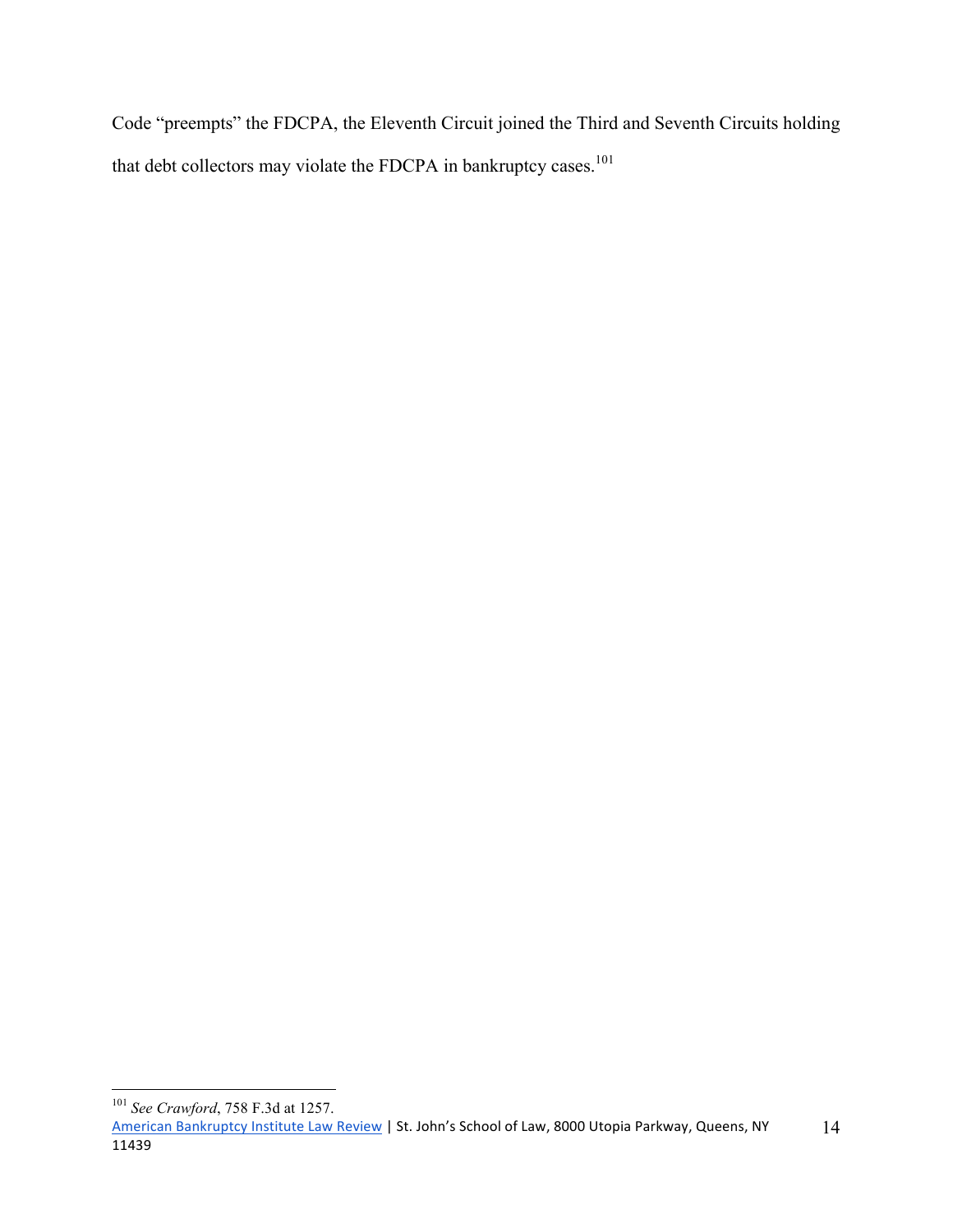Code "preempts" the FDCPA, the Eleventh Circuit joined the Third and Seventh Circuits holding that debt collectors may violate the FDCPA in bankruptcy cases.[101]

---

[101] *See Crawford*, 758 F.3d at 1257.